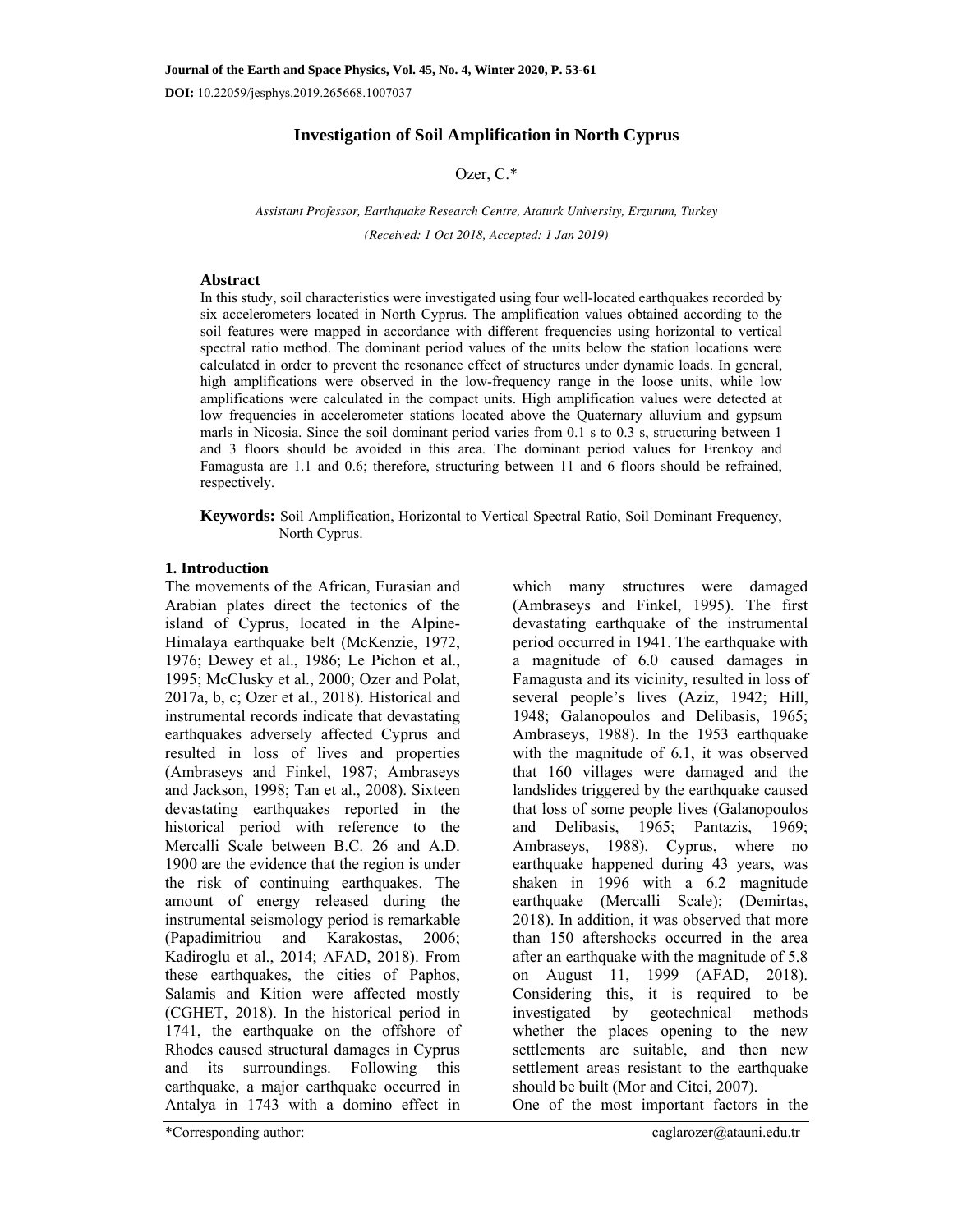# Investigation of Soil Amplification in North Cyprus

Ozer, C.*

*Assistant Professor, Earthquake Research Centre, Ataturk University, Erzurum, Turkey*

*(Received: 1 Oct 2018, Accepted: 1 Jan 2019)*

## Abstract

In this study, soil characteristics were investigated using four well-located earthquakes recorded by six accelerometers located in North Cyprus. The amplification values obtained according to the soil features were mapped in accordance with different frequencies using horizontal to vertical spectral ratio method. The dominant period values of the units below the station locations were calculated in order to prevent the resonance effect of structures under dynamic loads. In general, high amplifications were observed in the low-frequency range in the loose units, while low amplifications were calculated in the compact units. High amplification values were detected at low frequencies in accelerometer stations located above the Quaternary alluvium and gypsum marls in Nicosia. Since the soil dominant period varies from 0.1 s to 0.3 s, structuring between 1 and 3 floors should be avoided in this area. The dominant period values for Erenkoy and Famagusta are 1.1 and 0.6; therefore, structuring between 11 and 6 floors should be refrained, respectively.

**Keywords:** Soil Amplification, Horizontal to Vertical Spectral Ratio, Soil Dominant Frequency, North Cyprus.

## 1. Introduction

The movements of the African, Eurasian and Arabian plates direct the tectonics of the island of Cyprus, located in the Alpine-Himalaya earthquake belt (McKenzie, 1972, 1976; Dewey et al., 1986; Le Pichon et al., 1995; McClusky et al., 2000; Ozer and Polat, 2017a, b, c; Ozer et al., 2018). Historical and instrumental records indicate that devastating earthquakes adversely affected Cyprus and resulted in loss of lives and properties (Ambraseys and Finkel, 1987; Ambraseys and Jackson, 1998; Tan et al., 2008). Sixteen devastating earthquakes reported in the historical period with reference to the Mercalli Scale between B.C. 26 and A.D. 1900 are the evidence that the region is under the risk of continuing earthquakes. The amount of energy released during the instrumental seismology period is remarkable (Papadimitriou and Karakostas, 2006; Kadiroglu et al., 2014; AFAD, 2018). From these earthquakes, the cities of Paphos, Salamis and Kition were affected mostly (CGHET, 2018). In the historical period in 1741, the earthquake on the offshore of Rhodes caused structural damages in Cyprus and its surroundings. Following this earthquake, a major earthquake occurred in Antalya in 1743 with a domino effect in which many structures were damaged (Ambraseys and Finkel, 1995). The first devastating earthquake of the instrumental period occurred in 1941. The earthquake with a magnitude of 6.0 caused damages in Famagusta and its vicinity, resulted in loss of several people's lives (Aziz, 1942; Hill, 1948; Galanopoulos and Delibasis, 1965; Ambraseys, 1988). In the 1953 earthquake with the magnitude of 6.1, it was observed that 160 villages were damaged and the landslides triggered by the earthquake caused that loss of some people lives (Galanopoulos and Delibasis, 1965; Pantazis, 1969; Ambraseys, 1988). Cyprus, where no earthquake happened during 43 years, was shaken in 1996 with a 6.2 magnitude earthquake (Mercalli Scale); (Demirtas, 2018). In addition, it was observed that more than 150 aftershocks occurred in the area after an earthquake with the magnitude of 5.8 on August 11, 1999 (AFAD, 2018). Considering this, it is required to be investigated by geotechnical methods whether the places opening to the new settlements are suitable, and then new settlement areas resistant to the earthquake should be built (Mor and Citci, 2007).

One of the most important factors in the

*Corresponding author: caglarozer@atauni.edu.tr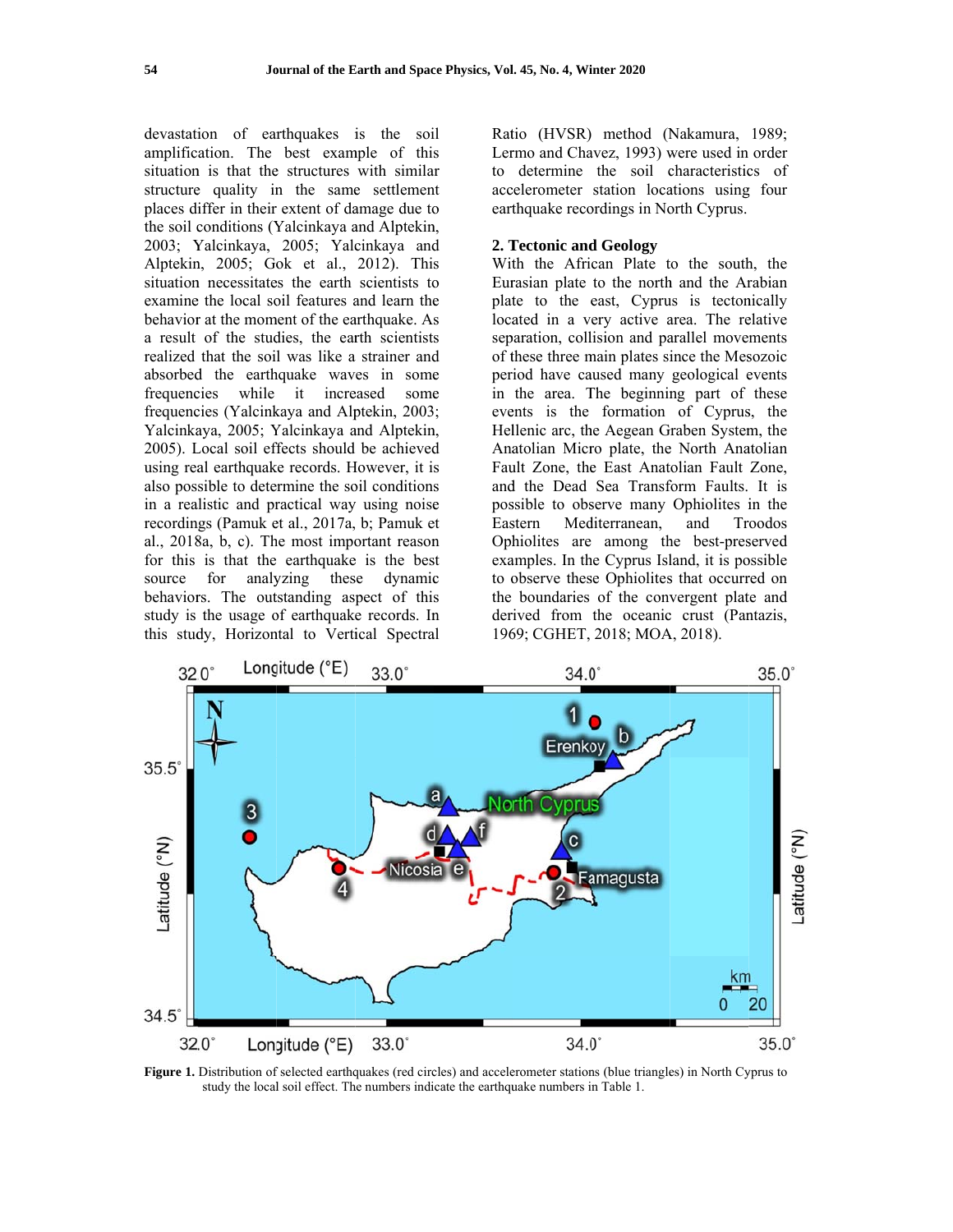devastation of earthquakes is the soil amplification. The best example of this situation is that the structures with similar structure quality in the same settlement places differ in their extent of damage due to the soil conditions (Yalcinkaya and Alptekin, 2003; Yalcinkaya, 2005; Yalcinkaya and Alptekin, 2005; Gok et al., 2012). This situation necessitates the earth scientists to examine the local soil features and learn the behavior at the moment of the earthquake. As a result of the studies, the earth scientists realized that the soil was like a strainer and absorbed the earthquake waves in some frequencies while it increased some frequencies (Yalcinkaya and Alptekin, 2003; Yalcinkaya, 2005; Yalcinkaya and Alptekin, 2005). Local soil effects should be achieved using real earthquake records. However, it is also possible to determine the soil conditions in a realistic and practical way using noise recordings (Pamuk et al., 2017a, b; Pamuk et al., 2018a, b, c). The most important reason for this is that the earthquake is the best source for analyzing these dynamic behaviors. The outstanding aspect of this study is the usage of earthquake records. In this study, Horizontal to Vertical Spectral Ratio (HVSR) method (Nakamura, 1989; Lermo and Chavez, 1993) were used in order to determine the soil characteristics of accelerometer station locations using four earthquake recordings in North Cyprus.

## 2. Tectonic and Geology

With the African Plate to the south, the Eurasian plate to the north and the Arabian plate to the east, Cyprus is tectonically located in a very active area. The relative separation, collision and parallel movements of these three main plates since the Mesozoic period have caused many geological events in the area. The beginning part of these events is the formation of Cyprus, the Hellenic arc, the Aegean Graben System, the Anatolian Micro plate, the North Anatolian Fault Zone, the East Anatolian Fault Zone, and the Dead Sea Transform Faults. It is possible to observe many Ophiolites in the Eastern Mediterranean, and Troodos Ophiolites are among the best-preserved examples. In the Cyprus Island, it is possible to observe these Ophiolites that occurred on the boundaries of the convergent plate and derived from the oceanic crust (Pantazis, 1969; CGHET, 2018; MOA, 2018).

**Figure 1.** Distribution of selected earthquakes (red circles) and accelerometer stations (blue triangles) in North Cyprus to study the local soil effect. The numbers indicate the earthquake numbers in Table 1.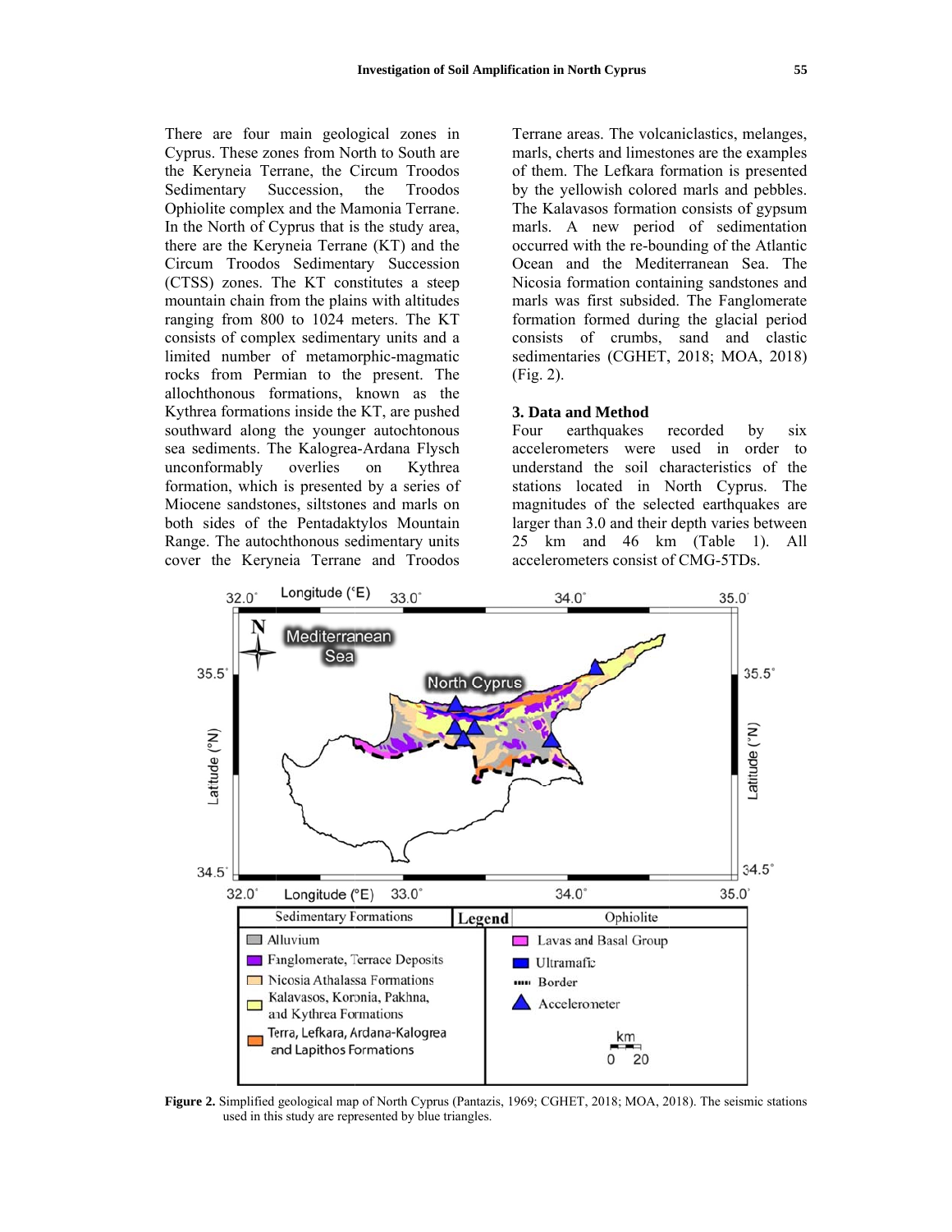There are four main geological zones in Cyprus. These zones from North to South are the Keryneia Terrane, the Circum Troodos Sedimentary Succession, the Troodos Ophiolite complex and the Mamonia Terrane. In the North of Cyprus that is the study area, there are the Keryneia Terrane (KT) and the Circum Troodos Sedimentary Succession (CTSS) zones. The KT constitutes a steep mountain chain from the plains with altitudes ranging from 800 to 1024 meters. The KT consists of complex sedimentary units and a limited number of metamorphic-magmatic rocks from Permian to the present. The allochthonous formations, known as the Kythrea formations inside the KT, are pushed southward along the younger autochtonous sea sediments. The Kalogrea-Ardana Flysch unconformably overlies on Kythrea formation, which is presented by a series of Miocene sandstones, siltstones and marls on both sides of the Pentadaktylos Mountain Range. The autochthonous sedimentary units cover the Keryneia Terrane and Troodos Terrane areas. The volcaniclastics, melanges, marls, cherts and limestones are the examples of them. The Lefkara formation is presented by the yellowish colored marls and pebbles. The Kalavasos formation consists of gypsum marls. A new period of sedimentation occurred with the re-bounding of the Atlantic Ocean and the Mediterranean Sea. The Nicosia formation containing sandstones and marls was first subsided. The Fanglomerate formation formed during the glacial period consists of crumbs, sand and clastic sedimentaries (CGHET, 2018; MOA, 2018) (Fig. 2).

## 3. Data and Method

Four earthquakes recorded by six accelerometers were used in order to understand the soil characteristics of the stations located in North Cyprus. The magnitudes of the selected earthquakes are larger than 3.0 and their depth varies between 25 km and 46 km (Table 1). All accelerometers consist of CMG-5TDs.

**Figure 2.** Simplified geological map of North Cyprus (Pantazis, 1969; CGHET, 2018; MOA, 2018). The seismic stations used in this study are represented by blue triangles.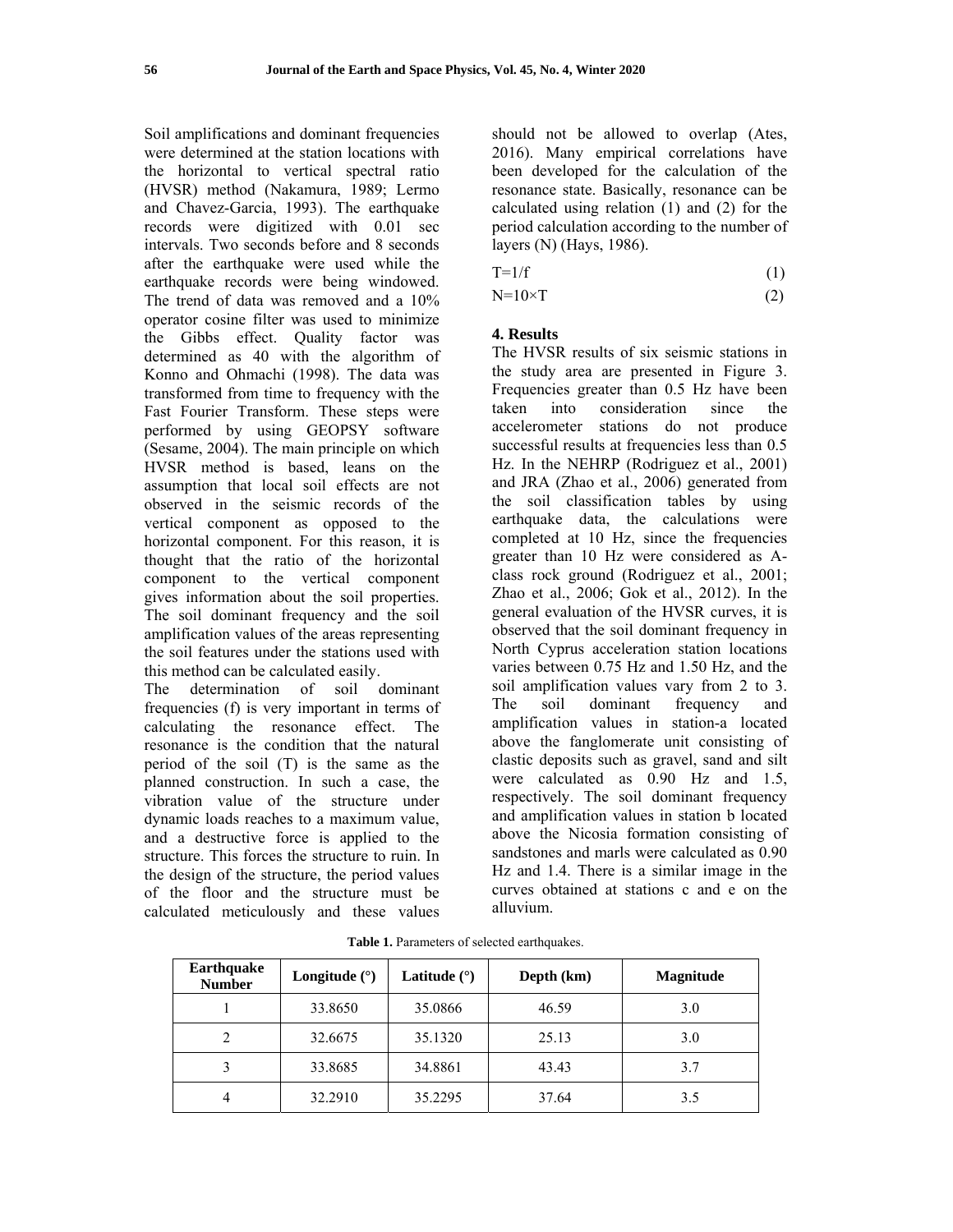Soil amplifications and dominant frequencies were determined at the station locations with the horizontal to vertical spectral ratio (HVSR) method (Nakamura, 1989; Lermo and Chavez-Garcia, 1993). The earthquake records were digitized with 0.01 sec intervals. Two seconds before and 8 seconds after the earthquake were used while the earthquake records were being windowed. The trend of data was removed and a 10% operator cosine filter was used to minimize the Gibbs effect. Quality factor was determined as 40 with the algorithm of Konno and Ohmachi (1998). The data was transformed from time to frequency with the Fast Fourier Transform. These steps were performed by using GEOPSY software (Sesame, 2004). The main principle on which HVSR method is based, leans on the assumption that local soil effects are not observed in the seismic records of the vertical component as opposed to the horizontal component. For this reason, it is thought that the ratio of the horizontal component to the vertical component gives information about the soil properties. The soil dominant frequency and the soil amplification values of the areas representing the soil features under the stations used with this method can be calculated easily.

The determination of soil dominant frequencies (f) is very important in terms of calculating the resonance effect. The resonance is the condition that the natural period of the soil (T) is the same as the planned construction. In such a case, the vibration value of the structure under dynamic loads reaches to a maximum value, and a destructive force is applied to the structure. This forces the structure to ruin. In the design of the structure, the period values of the floor and the structure must be calculated meticulously and these values should not be allowed to overlap (Ates, 2016). Many empirical correlations have been developed for the calculation of the resonance state. Basically, resonance can be calculated using relation (1) and (2) for the period calculation according to the number of layers (N) (Hays, 1986).

$$T = 1/f \tag{1}$$

$$N = 10 \times T \tag{2}$$

## 4. Results

The HVSR results of six seismic stations in the study area are presented in Figure 3. Frequencies greater than 0.5 Hz have been taken into consideration since the accelerometer stations do not produce successful results at frequencies less than 0.5 Hz. In the NEHRP (Rodriguez et al., 2001) and JRA (Zhao et al., 2006) generated from the soil classification tables by using earthquake data, the calculations were completed at 10 Hz, since the frequencies greater than 10 Hz were considered as A-class rock ground (Rodriguez et al., 2001; Zhao et al., 2006; Gok et al., 2012). In the general evaluation of the HVSR curves, it is observed that the soil dominant frequency in North Cyprus acceleration station locations varies between 0.75 Hz and 1.50 Hz, and the soil amplification values vary from 2 to 3. The soil dominant frequency and amplification values in station-a located above the fanglomerate unit consisting of clastic deposits such as gravel, sand and silt were calculated as 0.90 Hz and 1.5, respectively. The soil dominant frequency and amplification values in station b located above the Nicosia formation consisting of sandstones and marls were calculated as 0.90 Hz and 1.4. There is a similar image in the curves obtained at stations c and e on the alluvium.

**Table 1.** Parameters of selected earthquakes.

| Earthquake Number | Longitude (°) | Latitude (°) | Depth (km) | Magnitude |
|---|---|---|---|---|
| 1 | 33.8650 | 35.0866 | 46.59 | 3.0 |
| 2 | 32.6675 | 35.1320 | 25.13 | 3.0 |
| 3 | 33.8685 | 34.8861 | 43.43 | 3.7 |
| 4 | 32.2910 | 35.2295 | 37.64 | 3.5 |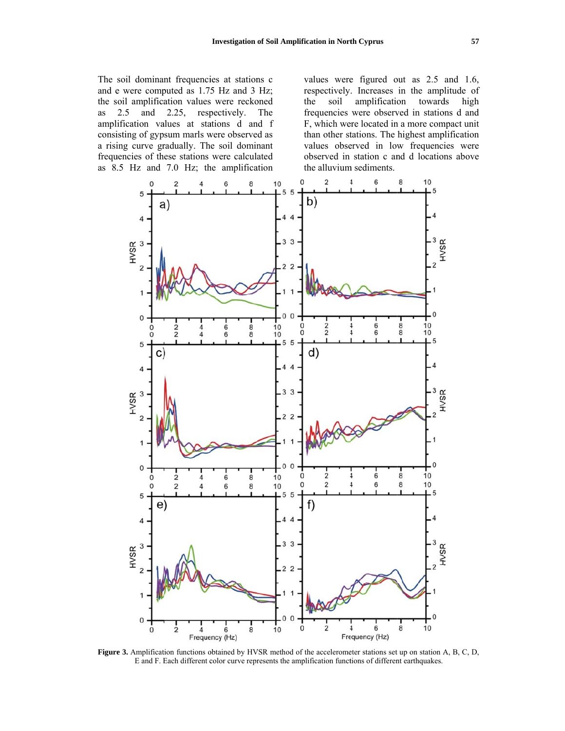The soil dominant frequencies at stations c and e were computed as 1.75 Hz and 3 Hz; the soil amplification values were reckoned as 2.5 and 2.25, respectively. The amplification values at stations d and f consisting of gypsum marls were observed as a rising curve gradually. The soil dominant frequencies of these stations were calculated as 8.5 Hz and 7.0 Hz; the amplification values were figured out as 2.5 and 1.6, respectively. Increases in the amplitude of the soil amplification towards high frequencies were observed in stations d and F, which were located in a more compact unit than other stations. The highest amplification values observed in low frequencies were observed in station c and d locations above the alluvium sediments.

**Figure 3.** Amplification functions obtained by HVSR method of the accelerometer stations set up on station A, B, C, D, E and F. Each different color curve represents the amplification functions of different earthquakes.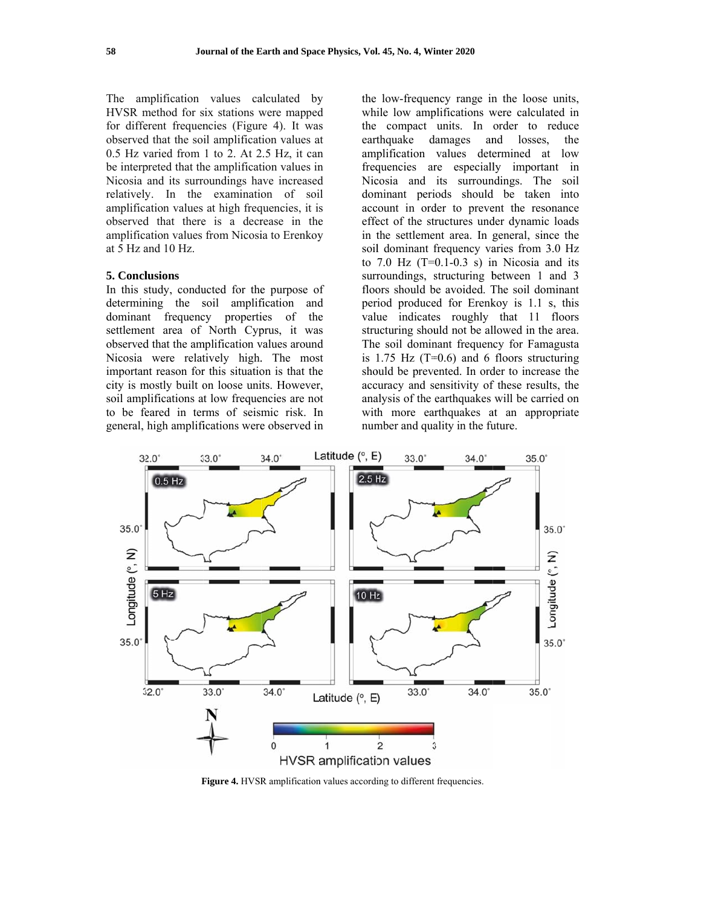The amplification values calculated by HVSR method for six stations were mapped for different frequencies (Figure 4). It was observed that the soil amplification values at 0.5 Hz varied from 1 to 2. At 2.5 Hz, it can be interpreted that the amplification values in Nicosia and its surroundings have increased relatively. In the examination of soil amplification values at high frequencies, it is observed that there is a decrease in the amplification values from Nicosia to Erenkoy at 5 Hz and 10 Hz.

## 5. Conclusions

In this study, conducted for the purpose of determining the soil amplification and dominant frequency properties of the settlement area of North Cyprus, it was observed that the amplification values around Nicosia were relatively high. The most important reason for this situation is that the city is mostly built on loose units. However, soil amplifications at low frequencies are not to be feared in terms of seismic risk. In general, high amplifications were observed in the low-frequency range in the loose units, while low amplifications were calculated in the compact units. In order to reduce earthquake damages and losses, the amplification values determined at low frequencies are especially important in Nicosia and its surroundings. The soil dominant periods should be taken into account in order to prevent the resonance effect of the structures under dynamic loads in the settlement area. In general, since the soil dominant frequency varies from 3.0 Hz to 7.0 Hz (T=0.1-0.3 s) in Nicosia and its surroundings, structuring between 1 and 3 floors should be avoided. The soil dominant period produced for Erenkoy is 1.1 s, this value indicates roughly that 11 floors structuring should not be allowed in the area. The soil dominant frequency for Famagusta is 1.75 Hz (T=0.6) and 6 floors structuring should be prevented. In order to increase the accuracy and sensitivity of these results, the analysis of the earthquakes will be carried on with more earthquakes at an appropriate number and quality in the future.

**Figure 4.** HVSR amplification values according to different frequencies.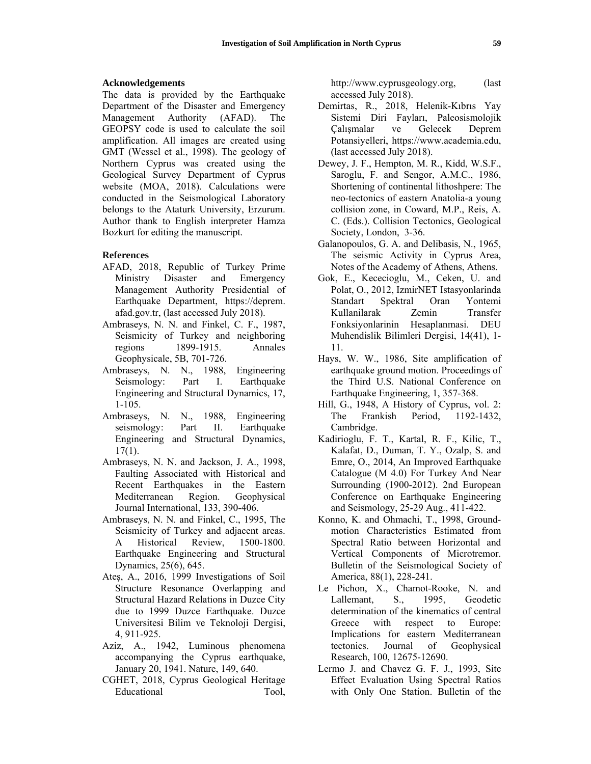## Acknowledgements

The data is provided by the Earthquake Department of the Disaster and Emergency Management Authority (AFAD). The GEOPSY code is used to calculate the soil amplification. All images are created using GMT (Wessel et al., 1998). The geology of Northern Cyprus was created using the Geological Survey Department of Cyprus website (MOA, 2018). Calculations were conducted in the Seismological Laboratory belongs to the Ataturk University, Erzurum. Author thank to English interpreter Hamza Bozkurt for editing the manuscript.

## References

AFAD, 2018, Republic of Turkey Prime Ministry Disaster and Emergency Management Authority Presidential of Earthquake Department, https://deprem.afad.gov.tr, (last accessed July 2018).

Ambraseys, N. N. and Finkel, C. F., 1987, Seismicity of Turkey and neighboring regions 1899-1915. Annales Geophysicale, 5B, 701-726.

Ambraseys, N. N., 1988, Engineering Seismology: Part I. Earthquake Engineering and Structural Dynamics, 17, 1-105.

Ambraseys, N. N., 1988, Engineering seismology: Part II. Earthquake Engineering and Structural Dynamics, 17(1).

Ambraseys, N. N. and Jackson, J. A., 1998, Faulting Associated with Historical and Recent Earthquakes in the Eastern Mediterranean Region. Geophysical Journal International, 133, 390-406.

Ambraseys, N. N. and Finkel, C., 1995, The Seismicity of Turkey and adjacent areas. A Historical Review, 1500-1800. Earthquake Engineering and Structural Dynamics, 25(6), 645.

Ateş, A., 2016, 1999 Investigations of Soil Structure Resonance Overlapping and Structural Hazard Relations in Duzce City due to 1999 Duzce Earthquake. Duzce Universitesi Bilim ve Teknoloji Dergisi, 4, 911-925.

Aziz, A., 1942, Luminous phenomena accompanying the Cyprus earthquake, January 20, 1941. Nature, 149, 640.

CGHET, 2018, Cyprus Geological Heritage Educational Tool, http://www.cyprusgeology.org, (last accessed July 2018).

Demirtas, R., 2018, Helenik-Kıbrıs Yay Sistemi Diri Fayları, Paleosismolojik Çalışmalar ve Gelecek Deprem Potansiyelleri, https://www.academia.edu, (last accessed July 2018).

Dewey, J. F., Hempton, M. R., Kidd, W.S.F., Saroglu, F. and Sengor, A.M.C., 1986, Shortening of continental lithoshpere: The neo-tectonics of eastern Anatolia-a young collision zone, in Coward, M.P., Reis, A. C. (Eds.). Collision Tectonics, Geological Society, London, 3-36.

Galanopoulos, G. A. and Delibasis, N., 1965, The seismic Activity in Cyprus Area, Notes of the Academy of Athens, Athens.

Gok, E., Kececioglu, M., Ceken, U. and Polat, O., 2012, IzmirNET Istasyonlarinda Standart Spektral Oran Yontemi Kullanilarak Zemin Transfer Fonksiyonlarinin Hesaplanmasi. DEU Muhendislik Bilimleri Dergisi, 14(41), 1-11.

Hays, W. W., 1986, Site amplification of earthquake ground motion. Proceedings of the Third U.S. National Conference on Earthquake Engineering, 1, 357-368.

Hill, G., 1948, A History of Cyprus, vol. 2: The Frankish Period, 1192-1432, Cambridge.

Kadirioglu, F. T., Kartal, R. F., Kilic, T., Kalafat, D., Duman, T. Y., Ozalp, S. and Emre, O., 2014, An Improved Earthquake Catalogue (M 4.0) For Turkey And Near Surrounding (1900-2012). 2nd European Conference on Earthquake Engineering and Seismology, 25-29 Aug., 411-422.

Konno, K. and Ohmachi, T., 1998, Ground-motion Characteristics Estimated from Spectral Ratio between Horizontal and Vertical Components of Microtremor. Bulletin of the Seismological Society of America, 88(1), 228-241.

Le Pichon, X., Chamot-Rooke, N. and Lallemant, S., 1995, Geodetic determination of the kinematics of central Greece with respect to Europe: Implications for eastern Mediterranean tectonics. Journal of Geophysical Research, 100, 12675-12690.

Lermo J. and Chavez G. F. J., 1993, Site Effect Evaluation Using Spectral Ratios with Only One Station. Bulletin of the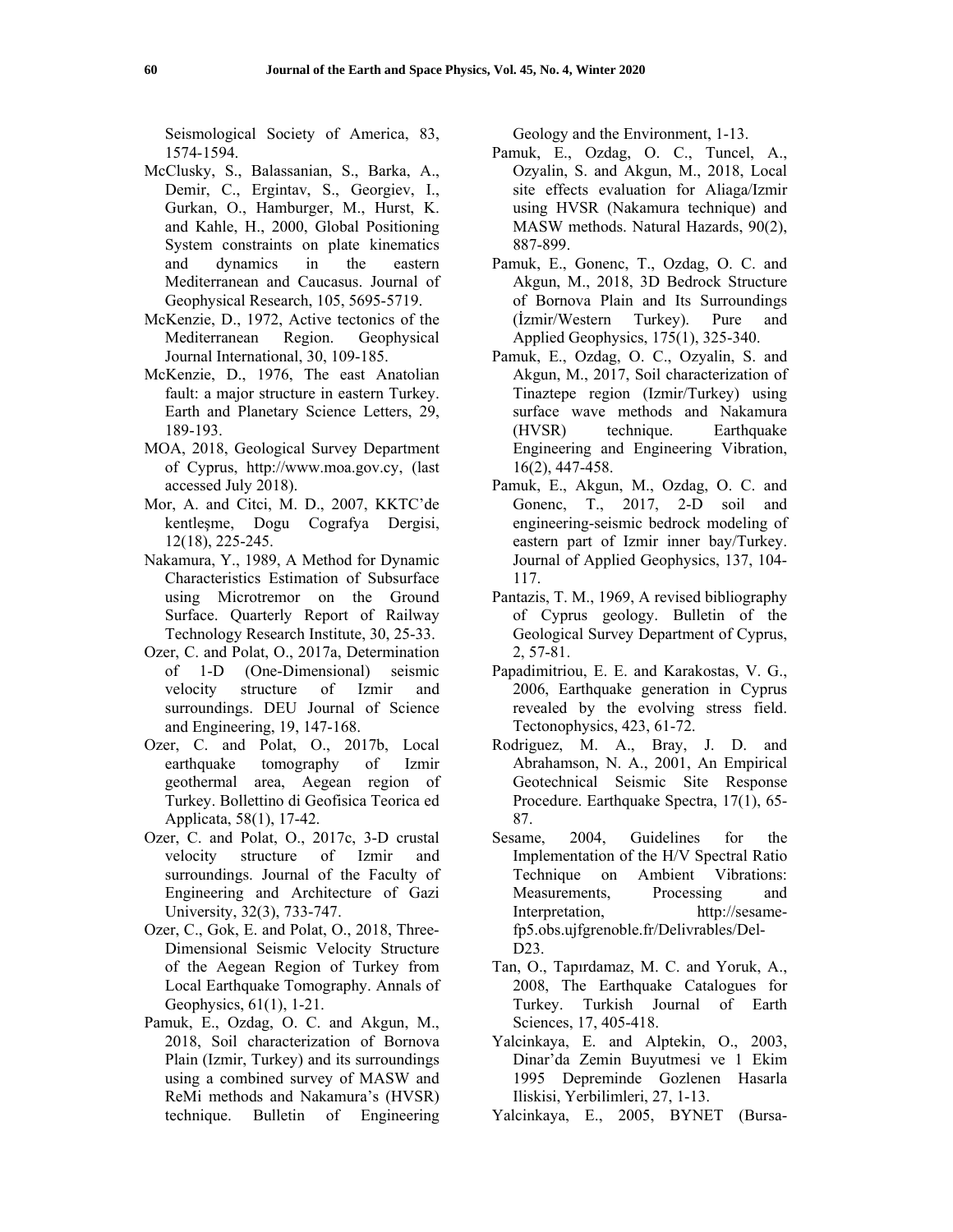Seismological Society of America, 83, 1574-1594.

McClusky, S., Balassanian, S., Barka, A., Demir, C., Ergintav, S., Georgiev, I., Gurkan, O., Hamburger, M., Hurst, K. and Kahle, H., 2000, Global Positioning System constraints on plate kinematics and dynamics in the eastern Mediterranean and Caucasus. Journal of Geophysical Research, 105, 5695-5719.

McKenzie, D., 1972, Active tectonics of the Mediterranean Region. Geophysical Journal International, 30, 109-185.

McKenzie, D., 1976, The east Anatolian fault: a major structure in eastern Turkey. Earth and Planetary Science Letters, 29, 189-193.

MOA, 2018, Geological Survey Department of Cyprus, http://www.moa.gov.cy, (last accessed July 2018).

Mor, A. and Citci, M. D., 2007, KKTC'de kentleşme, Dogu Cografya Dergisi, 12(18), 225-245.

Nakamura, Y., 1989, A Method for Dynamic Characteristics Estimation of Subsurface using Microtremor on the Ground Surface. Quarterly Report of Railway Technology Research Institute, 30, 25-33.

Ozer, C. and Polat, O., 2017a, Determination of 1-D (One-Dimensional) seismic velocity structure of Izmir and surroundings. DEU Journal of Science and Engineering, 19, 147-168.

Ozer, C. and Polat, O., 2017b, Local earthquake tomography of Izmir geothermal area, Aegean region of Turkey. Bollettino di Geofisica Teorica ed Applicata, 58(1), 17-42.

Ozer, C. and Polat, O., 2017c, 3-D crustal velocity structure of Izmir and surroundings. Journal of the Faculty of Engineering and Architecture of Gazi University, 32(3), 733-747.

Ozer, C., Gok, E. and Polat, O., 2018, Three-Dimensional Seismic Velocity Structure of the Aegean Region of Turkey from Local Earthquake Tomography. Annals of Geophysics, 61(1), 1-21.

Pamuk, E., Ozdag, O. C. and Akgun, M., 2018, Soil characterization of Bornova Plain (Izmir, Turkey) and its surroundings using a combined survey of MASW and ReMi methods and Nakamura's (HVSR) technique. Bulletin of Engineering Geology and the Environment, 1-13.

Pamuk, E., Ozdag, O. C., Tuncel, A., Ozyalin, S. and Akgun, M., 2018, Local site effects evaluation for Aliaga/Izmir using HVSR (Nakamura technique) and MASW methods. Natural Hazards, 90(2), 887-899.

Pamuk, E., Gonenc, T., Ozdag, O. C. and Akgun, M., 2018, 3D Bedrock Structure of Bornova Plain and Its Surroundings (İzmir/Western Turkey). Pure and Applied Geophysics, 175(1), 325-340.

Pamuk, E., Ozdag, O. C., Ozyalin, S. and Akgun, M., 2017, Soil characterization of Tinaztepe region (Izmir/Turkey) using surface wave methods and Nakamura (HVSR) technique. Earthquake Engineering and Engineering Vibration, 16(2), 447-458.

Pamuk, E., Akgun, M., Ozdag, O. C. and Gonenc, T., 2017, 2-D soil and engineering-seismic bedrock modeling of eastern part of Izmir inner bay/Turkey. Journal of Applied Geophysics, 137, 104-117.

Pantazis, T. M., 1969, A revised bibliography of Cyprus geology. Bulletin of the Geological Survey Department of Cyprus, 2, 57-81.

Papadimitriou, E. E. and Karakostas, V. G., 2006, Earthquake generation in Cyprus revealed by the evolving stress field. Tectonophysics, 423, 61-72.

Rodriguez, M. A., Bray, J. D. and Abrahamson, N. A., 2001, An Empirical Geotechnical Seismic Site Response Procedure. Earthquake Spectra, 17(1), 65-87.

Sesame, 2004, Guidelines for the Implementation of the H/V Spectral Ratio Technique on Ambient Vibrations: Measurements, Processing and Interpretation, http://sesame-fp5.obs.ujfgrenoble.fr/Delivrables/Del-D23.

Tan, O., Tapırdamaz, M. C. and Yoruk, A., 2008, The Earthquake Catalogues for Turkey. Turkish Journal of Earth Sciences, 17, 405-418.

Yalcinkaya, E. and Alptekin, O., 2003, Dinar'da Zemin Buyutmesi ve 1 Ekim 1995 Depreminde Gozlenen Hasarla Iliskisi, Yerbilimleri, 27, 1-13.

Yalcinkaya, E., 2005, BYNET (Bursa-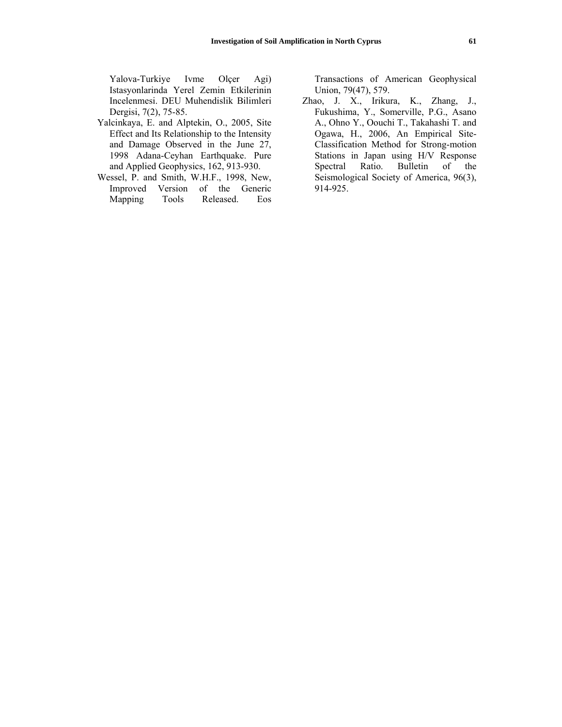Yalova-Turkiye Ivme Olçer Agi) Istasyonlarinda Yerel Zemin Etkilerinin Incelenmesi. DEU Muhendislik Bilimleri Dergisi, 7(2), 75-85.

Yalcinkaya, E. and Alptekin, O., 2005, Site Effect and Its Relationship to the Intensity and Damage Observed in the June 27, 1998 Adana-Ceyhan Earthquake. Pure and Applied Geophysics, 162, 913-930.

Wessel, P. and Smith, W.H.F., 1998, New, Improved Version of the Generic Mapping Tools Released. Eos Transactions of American Geophysical Union, 79(47), 579.

Zhao, J. X., Irikura, K., Zhang, J., Fukushima, Y., Somerville, P.G., Asano A., Ohno Y., Oouchi T., Takahashi T. and Ogawa, H., 2006, An Empirical Site-Classification Method for Strong-motion Stations in Japan using H/V Response Spectral Ratio. Bulletin of the Seismological Society of America, 96(3), 914-925.